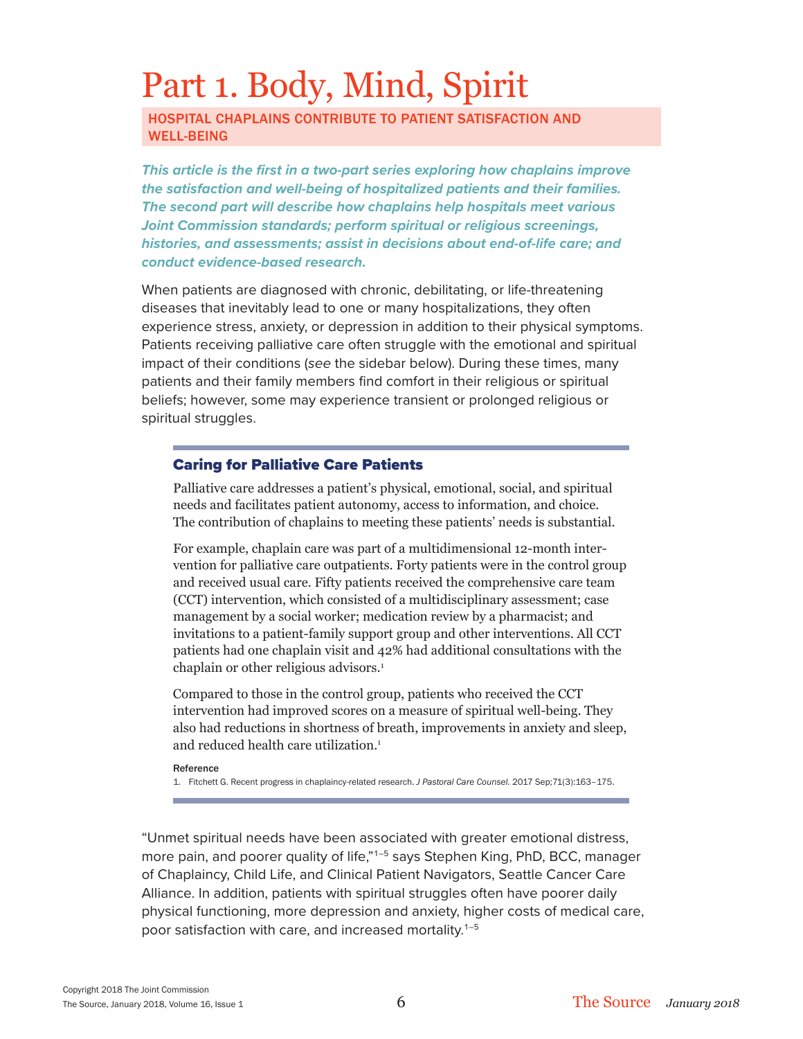# Part 1. Body, Mind, Spirit

## HOSPITAL CHAPLAINS CONTRIBUTE TO PATIENT SATISFACTION AND WELL-BEING

***This article is the first in a two-part series exploring how chaplains improve the satisfaction and well-being of hospitalized patients and their families. The second part will describe how chaplains help hospitals meet various Joint Commission standards; perform spiritual or religious screenings, histories, and assessments; assist in decisions about end-of-life care; and conduct evidence-based research.***

When patients are diagnosed with chronic, debilitating, or life-threatening diseases that inevitably lead to one or many hospitalizations, they often experience stress, anxiety, or depression in addition to their physical symptoms. Patients receiving palliative care often struggle with the emotional and spiritual impact of their conditions (*see* the sidebar below). During these times, many patients and their family members find comfort in their religious or spiritual beliefs; however, some may experience transient or prolonged religious or spiritual struggles.

### Caring for Palliative Care Patients

Palliative care addresses a patient's physical, emotional, social, and spiritual needs and facilitates patient autonomy, access to information, and choice. The contribution of chaplains to meeting these patients' needs is substantial.

For example, chaplain care was part of a multidimensional 12-month intervention for palliative care outpatients. Forty patients were in the control group and received usual care. Fifty patients received the comprehensive care team (CCT) intervention, which consisted of a multidisciplinary assessment; case management by a social worker; medication review by a pharmacist; and invitations to a patient-family support group and other interventions. All CCT patients had one chaplain visit and 42% had additional consultations with the chaplain or other religious advisors.[1]

Compared to those in the control group, patients who received the CCT intervention had improved scores on a measure of spiritual well-being. They also had reductions in shortness of breath, improvements in anxiety and sleep, and reduced health care utilization.[1]

**Reference**

1. Fitchett G. Recent progress in chaplaincy-related research. *J Pastoral Care Counsel.* 2017 Sep;71(3):163–175.

"Unmet spiritual needs have been associated with greater emotional distress, more pain, and poorer quality of life,"[1–5] says Stephen King, PhD, BCC, manager of Chaplaincy, Child Life, and Clinical Patient Navigators, Seattle Cancer Care Alliance. In addition, patients with spiritual struggles often have poorer daily physical functioning, more depression and anxiety, higher costs of medical care, poor satisfaction with care, and increased mortality.[1–5]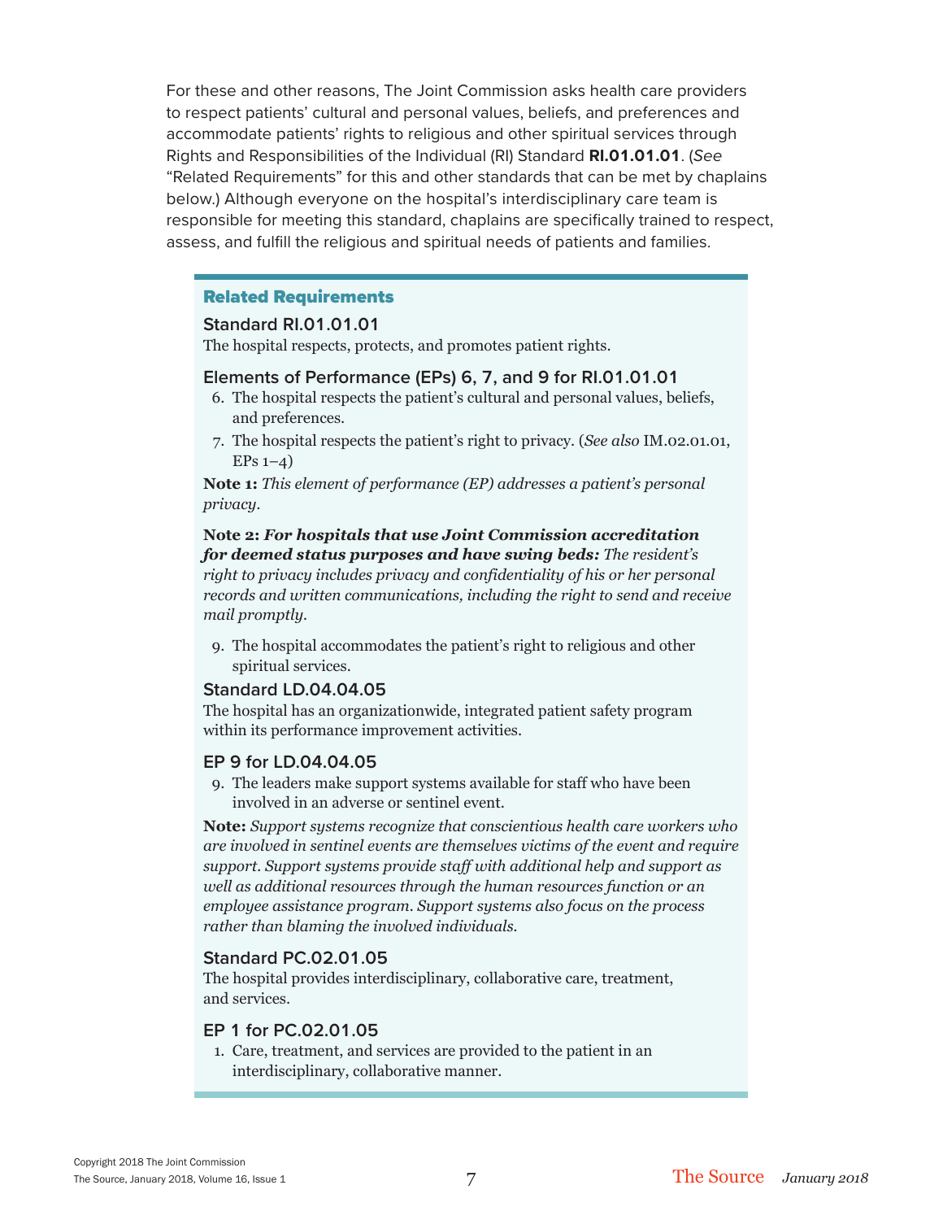For these and other reasons, The Joint Commission asks health care providers to respect patients' cultural and personal values, beliefs, and preferences and accommodate patients' rights to religious and other spiritual services through Rights and Responsibilities of the Individual (RI) Standard **RI.01.01.01**. (*See* "Related Requirements" for this and other standards that can be met by chaplains below.) Although everyone on the hospital's interdisciplinary care team is responsible for meeting this standard, chaplains are specifically trained to respect, assess, and fulfill the religious and spiritual needs of patients and families.

## Related Requirements

### Standard RI.01.01.01

The hospital respects, protects, and promotes patient rights.

### Elements of Performance (EPs) 6, 7, and 9 for RI.01.01.01

6. The hospital respects the patient's cultural and personal values, beliefs, and preferences.
7. The hospital respects the patient's right to privacy. (*See also* IM.02.01.01, EPs 1–4)

**Note 1:** *This element of performance (EP) addresses a patient's personal privacy.*

**Note 2:** ***For hospitals that use Joint Commission accreditation for deemed status purposes and have swing beds:*** *The resident's right to privacy includes privacy and confidentiality of his or her personal records and written communications, including the right to send and receive mail promptly.*

9. The hospital accommodates the patient's right to religious and other spiritual services.

### Standard LD.04.04.05

The hospital has an organizationwide, integrated patient safety program within its performance improvement activities.

### EP 9 for LD.04.04.05

9. The leaders make support systems available for staff who have been involved in an adverse or sentinel event.

**Note:** *Support systems recognize that conscientious health care workers who are involved in sentinel events are themselves victims of the event and require support. Support systems provide staff with additional help and support as well as additional resources through the human resources function or an employee assistance program. Support systems also focus on the process rather than blaming the involved individuals.*

### Standard PC.02.01.05

The hospital provides interdisciplinary, collaborative care, treatment, and services.

### EP 1 for PC.02.01.05

1. Care, treatment, and services are provided to the patient in an interdisciplinary, collaborative manner.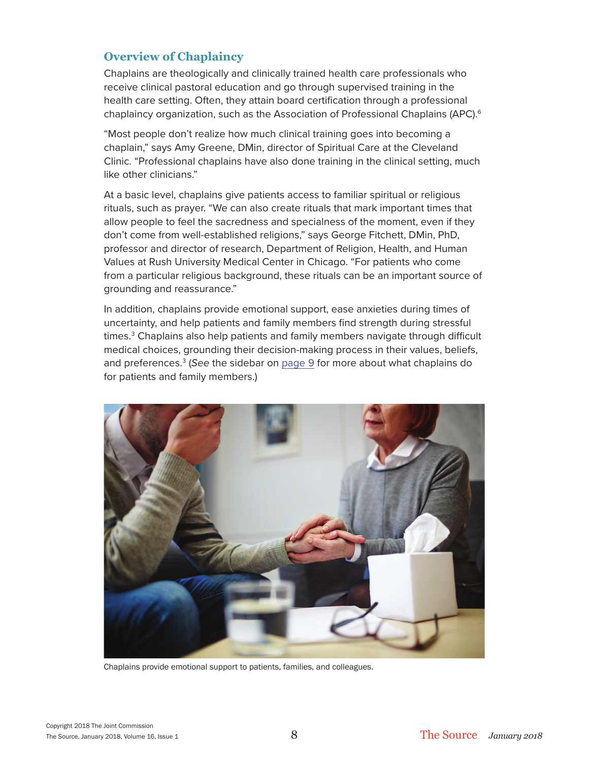## Overview of Chaplaincy

Chaplains are theologically and clinically trained health care professionals who receive clinical pastoral education and go through supervised training in the health care setting. Often, they attain board certification through a professional chaplaincy organization, such as the Association of Professional Chaplains (APC).[6]

"Most people don't realize how much clinical training goes into becoming a chaplain," says Amy Greene, DMin, director of Spiritual Care at the Cleveland Clinic. "Professional chaplains have also done training in the clinical setting, much like other clinicians."

At a basic level, chaplains give patients access to familiar spiritual or religious rituals, such as prayer. "We can also create rituals that mark important times that allow people to feel the sacredness and specialness of the moment, even if they don't come from well-established religions," says George Fitchett, DMin, PhD, professor and director of research, Department of Religion, Health, and Human Values at Rush University Medical Center in Chicago. "For patients who come from a particular religious background, these rituals can be an important source of grounding and reassurance."

In addition, chaplains provide emotional support, ease anxieties during times of uncertainty, and help patients and family members find strength during stressful times.[3] Chaplains also help patients and family members navigate through difficult medical choices, grounding their decision-making process in their values, beliefs, and preferences.[3] (*See* the sidebar on page 9 for more about what chaplains do for patients and family members.)

Chaplains provide emotional support to patients, families, and colleagues.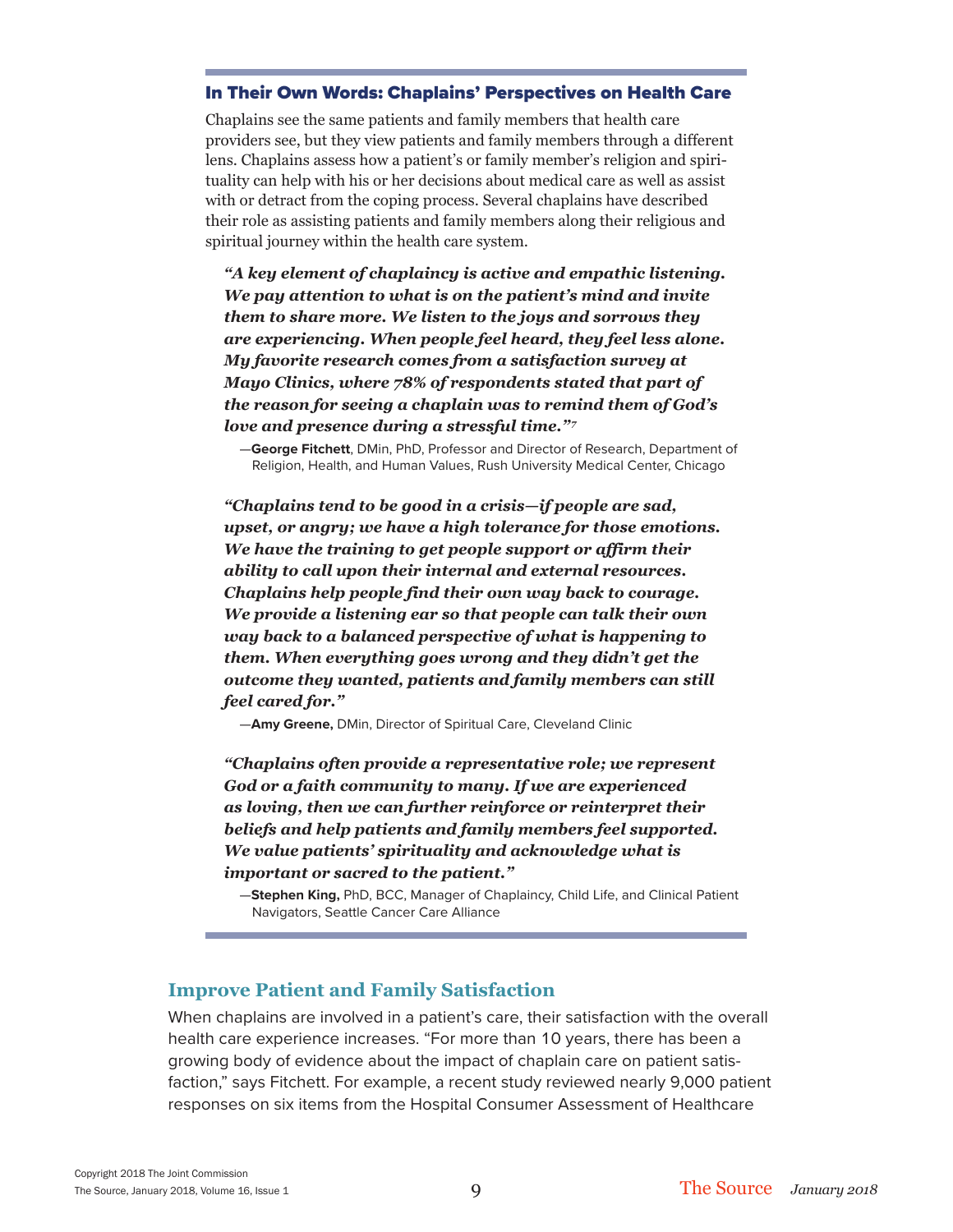## In Their Own Words: Chaplains' Perspectives on Health Care

Chaplains see the same patients and family members that health care providers see, but they view patients and family members through a different lens. Chaplains assess how a patient's or family member's religion and spirituality can help with his or her decisions about medical care as well as assist with or detract from the coping process. Several chaplains have described their role as assisting patients and family members along their religious and spiritual journey within the health care system.

> ***"A key element of chaplaincy is active and empathic listening. We pay attention to what is on the patient's mind and invite them to share more. We listen to the joys and sorrows they are experiencing. When people feel heard, they feel less alone. My favorite research comes from a satisfaction survey at Mayo Clinics, where 78% of respondents stated that part of the reason for seeing a chaplain was to remind them of God's love and presence during a stressful time."[7]***
>
> —**George Fitchett**, DMin, PhD, Professor and Director of Research, Department of Religion, Health, and Human Values, Rush University Medical Center, Chicago

> ***"Chaplains tend to be good in a crisis—if people are sad, upset, or angry; we have a high tolerance for those emotions. We have the training to get people support or affirm their ability to call upon their internal and external resources. Chaplains help people find their own way back to courage. We provide a listening ear so that people can talk their own way back to a balanced perspective of what is happening to them. When everything goes wrong and they didn't get the outcome they wanted, patients and family members can still feel cared for."***
>
> —**Amy Greene,** DMin, Director of Spiritual Care, Cleveland Clinic

> ***"Chaplains often provide a representative role; we represent God or a faith community to many. If we are experienced as loving, then we can further reinforce or reinterpret their beliefs and help patients and family members feel supported. We value patients' spirituality and acknowledge what is important or sacred to the patient."***
>
> —**Stephen King,** PhD, BCC, Manager of Chaplaincy, Child Life, and Clinical Patient Navigators, Seattle Cancer Care Alliance

## Improve Patient and Family Satisfaction

When chaplains are involved in a patient's care, their satisfaction with the overall health care experience increases. "For more than 10 years, there has been a growing body of evidence about the impact of chaplain care on patient satisfaction," says Fitchett. For example, a recent study reviewed nearly 9,000 patient responses on six items from the Hospital Consumer Assessment of Healthcare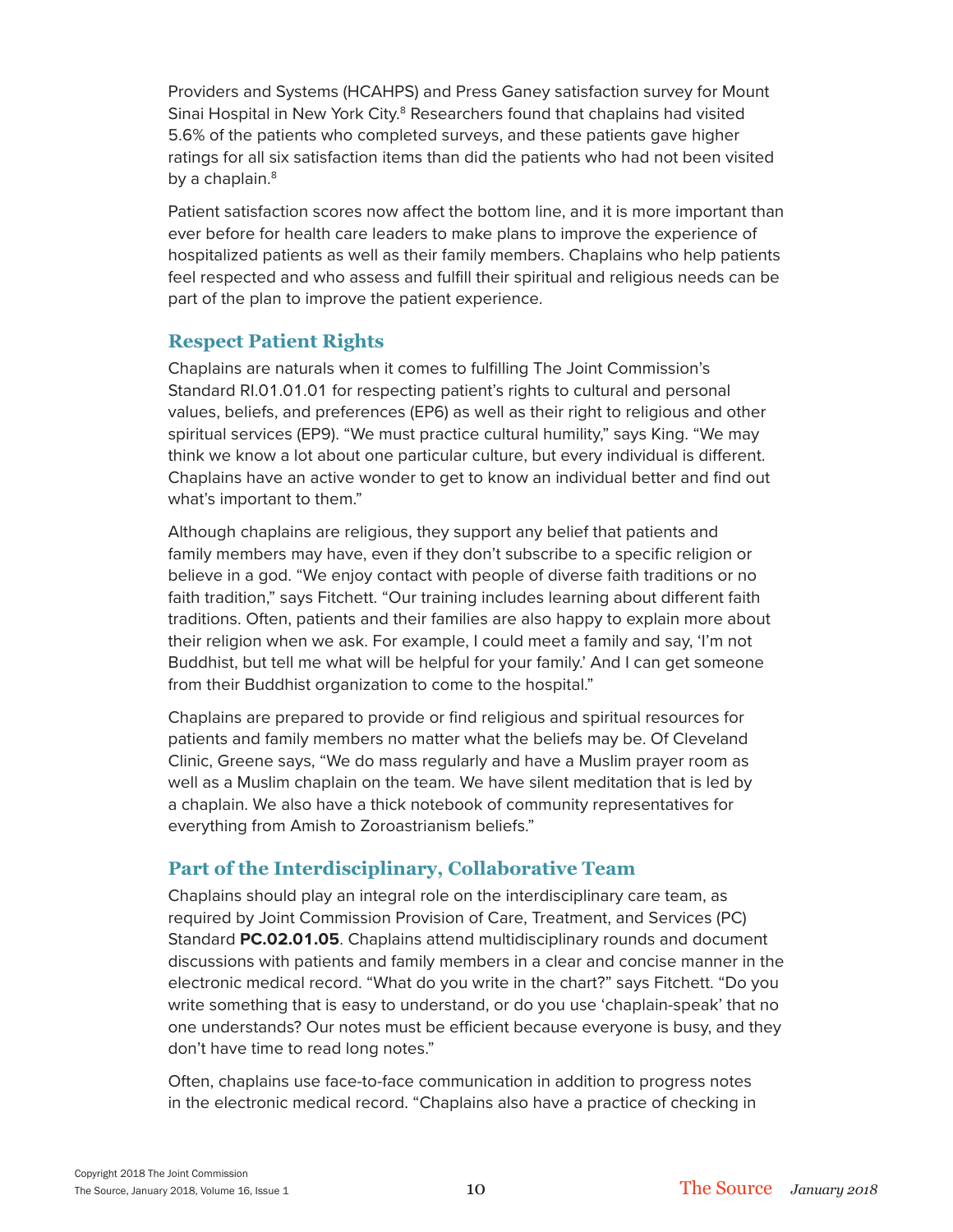Providers and Systems (HCAHPS) and Press Ganey satisfaction survey for Mount Sinai Hospital in New York City.[8] Researchers found that chaplains had visited 5.6% of the patients who completed surveys, and these patients gave higher ratings for all six satisfaction items than did the patients who had not been visited by a chaplain.[8]

Patient satisfaction scores now affect the bottom line, and it is more important than ever before for health care leaders to make plans to improve the experience of hospitalized patients as well as their family members. Chaplains who help patients feel respected and who assess and fulfill their spiritual and religious needs can be part of the plan to improve the patient experience.

## Respect Patient Rights

Chaplains are naturals when it comes to fulfilling The Joint Commission's Standard RI.01.01.01 for respecting patient's rights to cultural and personal values, beliefs, and preferences (EP6) as well as their right to religious and other spiritual services (EP9). "We must practice cultural humility," says King. "We may think we know a lot about one particular culture, but every individual is different. Chaplains have an active wonder to get to know an individual better and find out what's important to them."

Although chaplains are religious, they support any belief that patients and family members may have, even if they don't subscribe to a specific religion or believe in a god. "We enjoy contact with people of diverse faith traditions or no faith tradition," says Fitchett. "Our training includes learning about different faith traditions. Often, patients and their families are also happy to explain more about their religion when we ask. For example, I could meet a family and say, 'I'm not Buddhist, but tell me what will be helpful for your family.' And I can get someone from their Buddhist organization to come to the hospital."

Chaplains are prepared to provide or find religious and spiritual resources for patients and family members no matter what the beliefs may be. Of Cleveland Clinic, Greene says, "We do mass regularly and have a Muslim prayer room as well as a Muslim chaplain on the team. We have silent meditation that is led by a chaplain. We also have a thick notebook of community representatives for everything from Amish to Zoroastrianism beliefs."

## Part of the Interdisciplinary, Collaborative Team

Chaplains should play an integral role on the interdisciplinary care team, as required by Joint Commission Provision of Care, Treatment, and Services (PC) Standard **PC.02.01.05**. Chaplains attend multidisciplinary rounds and document discussions with patients and family members in a clear and concise manner in the electronic medical record. "What do you write in the chart?" says Fitchett. "Do you write something that is easy to understand, or do you use 'chaplain-speak' that no one understands? Our notes must be efficient because everyone is busy, and they don't have time to read long notes."

Often, chaplains use face-to-face communication in addition to progress notes in the electronic medical record. "Chaplains also have a practice of checking in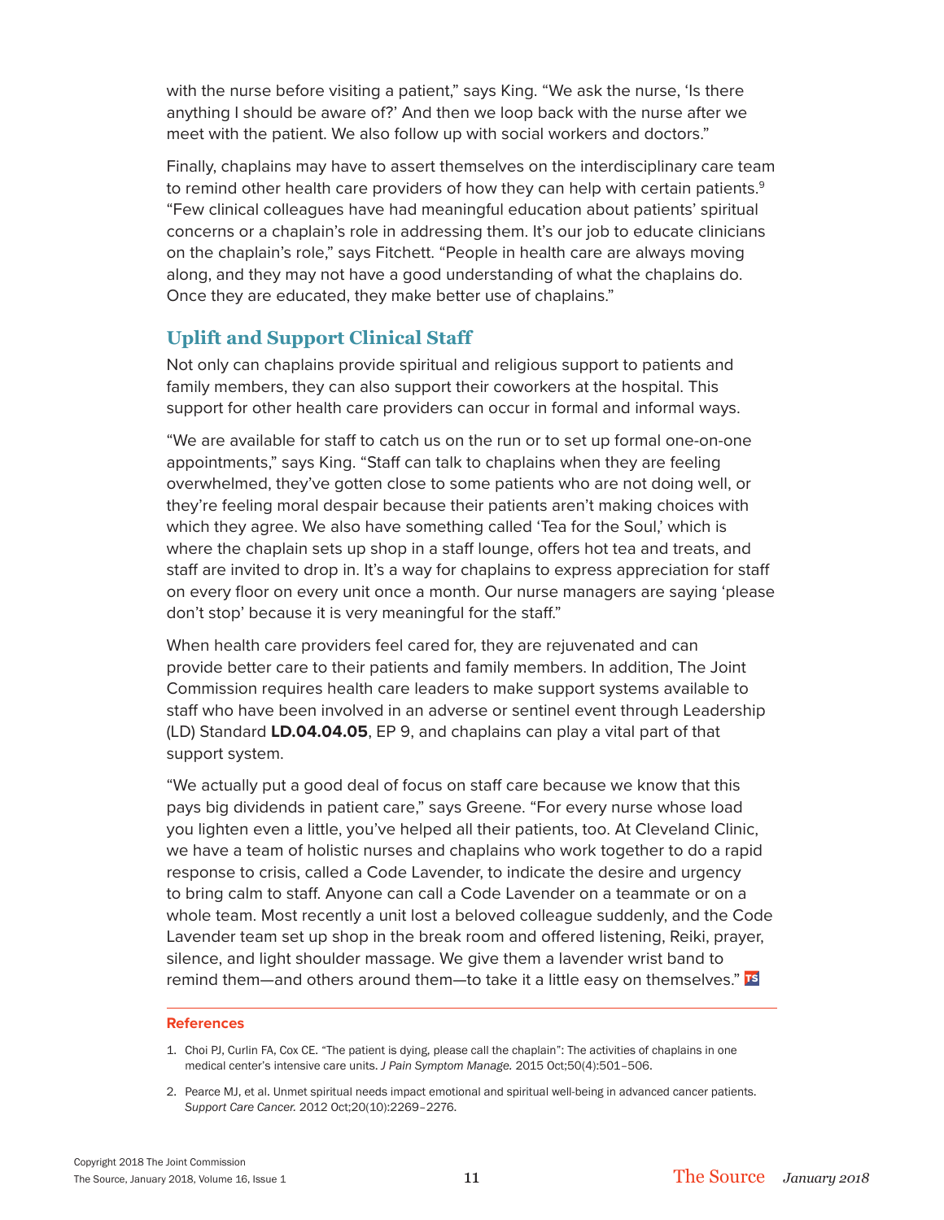with the nurse before visiting a patient," says King. "We ask the nurse, 'Is there anything I should be aware of?' And then we loop back with the nurse after we meet with the patient. We also follow up with social workers and doctors."

Finally, chaplains may have to assert themselves on the interdisciplinary care team to remind other health care providers of how they can help with certain patients.[9] "Few clinical colleagues have had meaningful education about patients' spiritual concerns or a chaplain's role in addressing them. It's our job to educate clinicians on the chaplain's role," says Fitchett. "People in health care are always moving along, and they may not have a good understanding of what the chaplains do. Once they are educated, they make better use of chaplains."

## Uplift and Support Clinical Staff

Not only can chaplains provide spiritual and religious support to patients and family members, they can also support their coworkers at the hospital. This support for other health care providers can occur in formal and informal ways.

"We are available for staff to catch us on the run or to set up formal one-on-one appointments," says King. "Staff can talk to chaplains when they are feeling overwhelmed, they've gotten close to some patients who are not doing well, or they're feeling moral despair because their patients aren't making choices with which they agree. We also have something called 'Tea for the Soul,' which is where the chaplain sets up shop in a staff lounge, offers hot tea and treats, and staff are invited to drop in. It's a way for chaplains to express appreciation for staff on every floor on every unit once a month. Our nurse managers are saying 'please don't stop' because it is very meaningful for the staff."

When health care providers feel cared for, they are rejuvenated and can provide better care to their patients and family members. In addition, The Joint Commission requires health care leaders to make support systems available to staff who have been involved in an adverse or sentinel event through Leadership (LD) Standard **LD.04.04.05**, EP 9, and chaplains can play a vital part of that support system.

"We actually put a good deal of focus on staff care because we know that this pays big dividends in patient care," says Greene. "For every nurse whose load you lighten even a little, you've helped all their patients, too. At Cleveland Clinic, we have a team of holistic nurses and chaplains who work together to do a rapid response to crisis, called a Code Lavender, to indicate the desire and urgency to bring calm to staff. Anyone can call a Code Lavender on a teammate or on a whole team. Most recently a unit lost a beloved colleague suddenly, and the Code Lavender team set up shop in the break room and offered listening, Reiki, prayer, silence, and light shoulder massage. We give them a lavender wrist band to remind them—and others around them—to take it a little easy on themselves."

### References

1. Choi PJ, Curlin FA, Cox CE. "The patient is dying, please call the chaplain": The activities of chaplains in one medical center's intensive care units. *J Pain Symptom Manage.* 2015 Oct;50(4):501–506.
2. Pearce MJ, et al. Unmet spiritual needs impact emotional and spiritual well-being in advanced cancer patients. *Support Care Cancer.* 2012 Oct;20(10):2269–2276.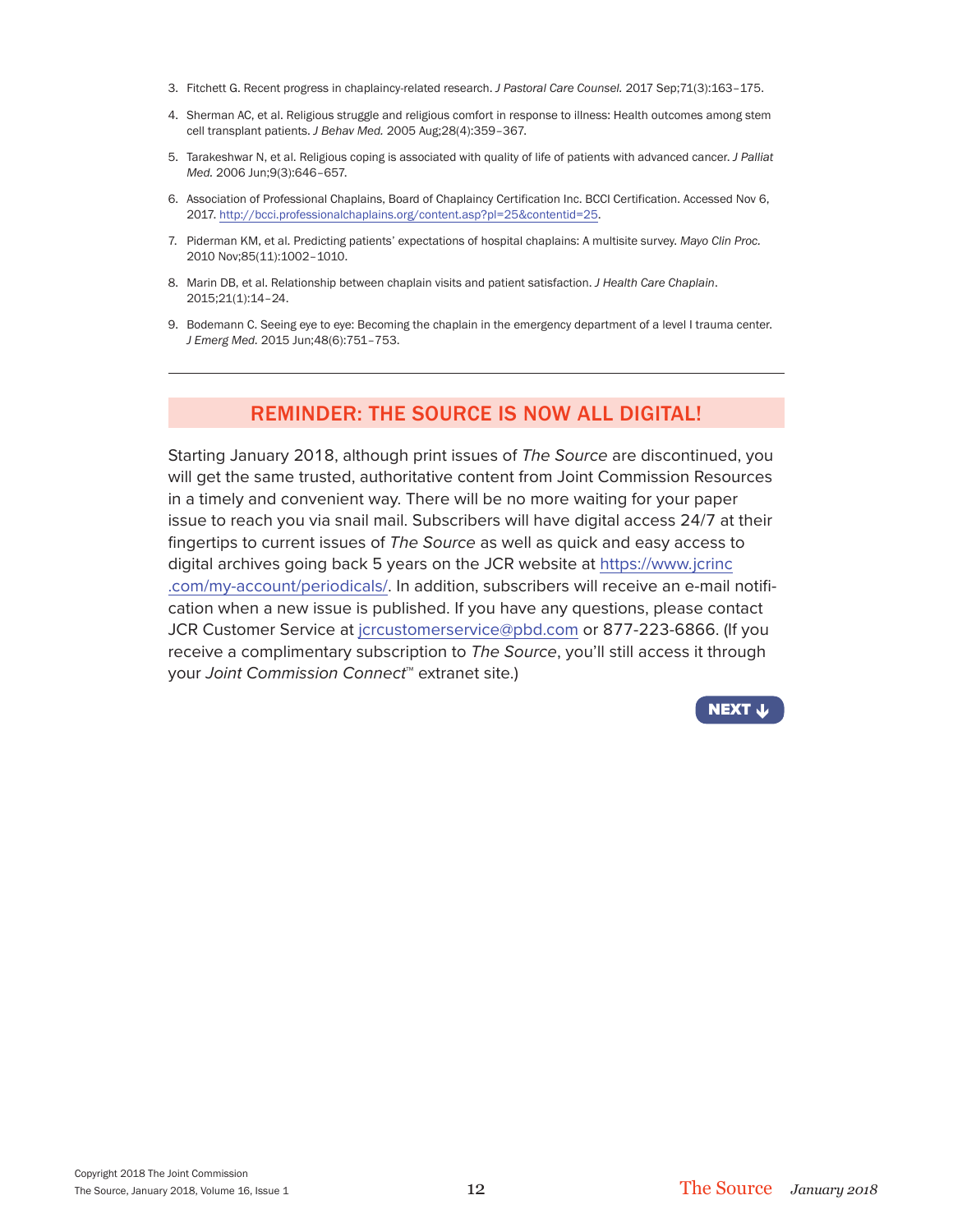3. Fitchett G. Recent progress in chaplaincy-related research. *J Pastoral Care Counsel.* 2017 Sep;71(3):163–175.

4. Sherman AC, et al. Religious struggle and religious comfort in response to illness: Health outcomes among stem cell transplant patients. *J Behav Med.* 2005 Aug;28(4):359–367.

5. Tarakeshwar N, et al. Religious coping is associated with quality of life of patients with advanced cancer. *J Palliat Med.* 2006 Jun;9(3):646–657.

6. Association of Professional Chaplains, Board of Chaplaincy Certification Inc. BCCI Certification. Accessed Nov 6, 2017. http://bcci.professionalchaplains.org/content.asp?pl=25&contentid=25.

7. Piderman KM, et al. Predicting patients' expectations of hospital chaplains: A multisite survey. *Mayo Clin Proc.* 2010 Nov;85(11):1002–1010.

8. Marin DB, et al. Relationship between chaplain visits and patient satisfaction. *J Health Care Chaplain*. 2015;21(1):14–24.

9. Bodemann C. Seeing eye to eye: Becoming the chaplain in the emergency department of a level I trauma center. *J Emerg Med.* 2015 Jun;48(6):751–753.

---

## REMINDER: THE SOURCE IS NOW ALL DIGITAL!

Starting January 2018, although print issues of *The Source* are discontinued, you will get the same trusted, authoritative content from Joint Commission Resources in a timely and convenient way. There will be no more waiting for your paper issue to reach you via snail mail. Subscribers will have digital access 24/7 at their fingertips to current issues of *The Source* as well as quick and easy access to digital archives going back 5 years on the JCR website at https://www.jcrinc.com/my-account/periodicals/. In addition, subscribers will receive an e-mail notification when a new issue is published. If you have any questions, please contact JCR Customer Service at jcrcustomerservice@pbd.com or 877-223-6866. (If you receive a complimentary subscription to *The Source*, you'll still access it through your *Joint Commission Connect*™ extranet site.)

NEXT ↓